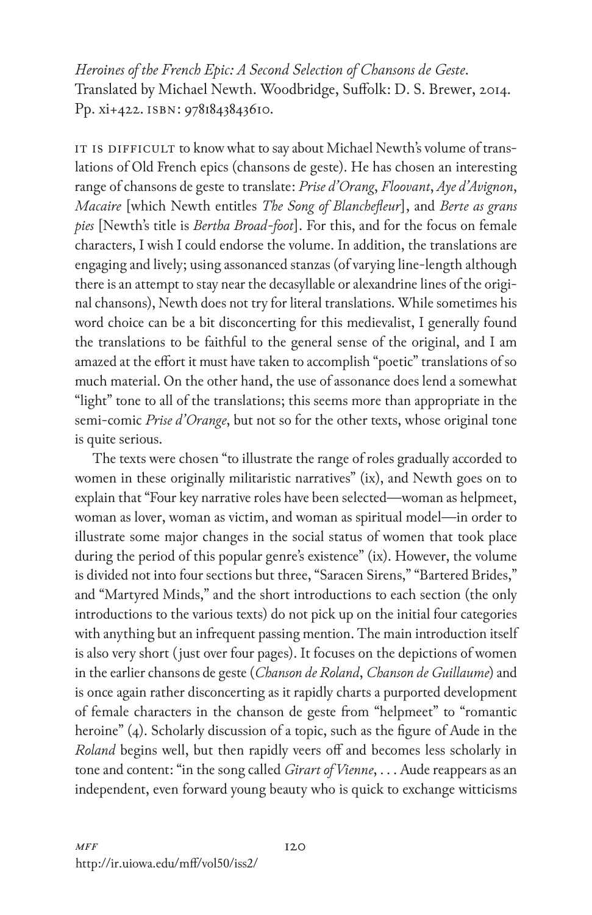*Heroines of the French Epic: A Second Selection of Chansons de Geste*. Translated by Michael Newth. Woodbridge, Suffolk: D. S. Brewer, 2014. Pp. xi+422. ISBN: 9781843843610.

IT IS DIFFICULT to know what to say about Michael Newth's volume of translations of Old French epics (chansons de geste). He has chosen an interesting range of chansons de geste to translate: *Prise d'Orang*, *Floovant*, *Aye d'Avignon*, *Macaire* [which Newth entitles *The Song of Blanchefleur*], and *Berte as grans pies* [Newth's title is *Bertha Broad-foot*]. For this, and for the focus on female characters, I wish I could endorse the volume. In addition, the translations are engaging and lively; using assonanced stanzas (of varying line-length although there is an attempt to stay near the decasyllable or alexandrine lines of the original chansons), Newth does not try for literal translations. While sometimes his word choice can be a bit disconcerting for this medievalist, I generally found the translations to be faithful to the general sense of the original, and I am amazed at the effort it must have taken to accomplish "poetic" translations of so much material. On the other hand, the use of assonance does lend a somewhat "light" tone to all of the translations; this seems more than appropriate in the semi-comic *Prise d'Orange*, but not so for the other texts, whose original tone is quite serious.

The texts were chosen "to illustrate the range of roles gradually accorded to women in these originally militaristic narratives" (ix), and Newth goes on to explain that "Four key narrative roles have been selected—woman as helpmeet, woman as lover, woman as victim, and woman as spiritual model—in order to illustrate some major changes in the social status of women that took place during the period of this popular genre's existence" (ix). However, the volume is divided not into four sections but three, "Saracen Sirens," "Bartered Brides," and "Martyred Minds," and the short introductions to each section (the only introductions to the various texts) do not pick up on the initial four categories with anything but an infrequent passing mention. The main introduction itself is also very short (just over four pages). It focuses on the depictions of women in the earlier chansons de geste (*Chanson de Roland*, *Chanson de Guillaume*) and is once again rather disconcerting as it rapidly charts a purported development of female characters in the chanson de geste from "helpmeet" to "romantic heroine" (4). Scholarly discussion of a topic, such as the figure of Aude in the *Roland* begins well, but then rapidly veers off and becomes less scholarly in tone and content: "in the song called *Girart of Vienne*, . . . Aude reappears as an independent, even forward young beauty who is quick to exchange witticisms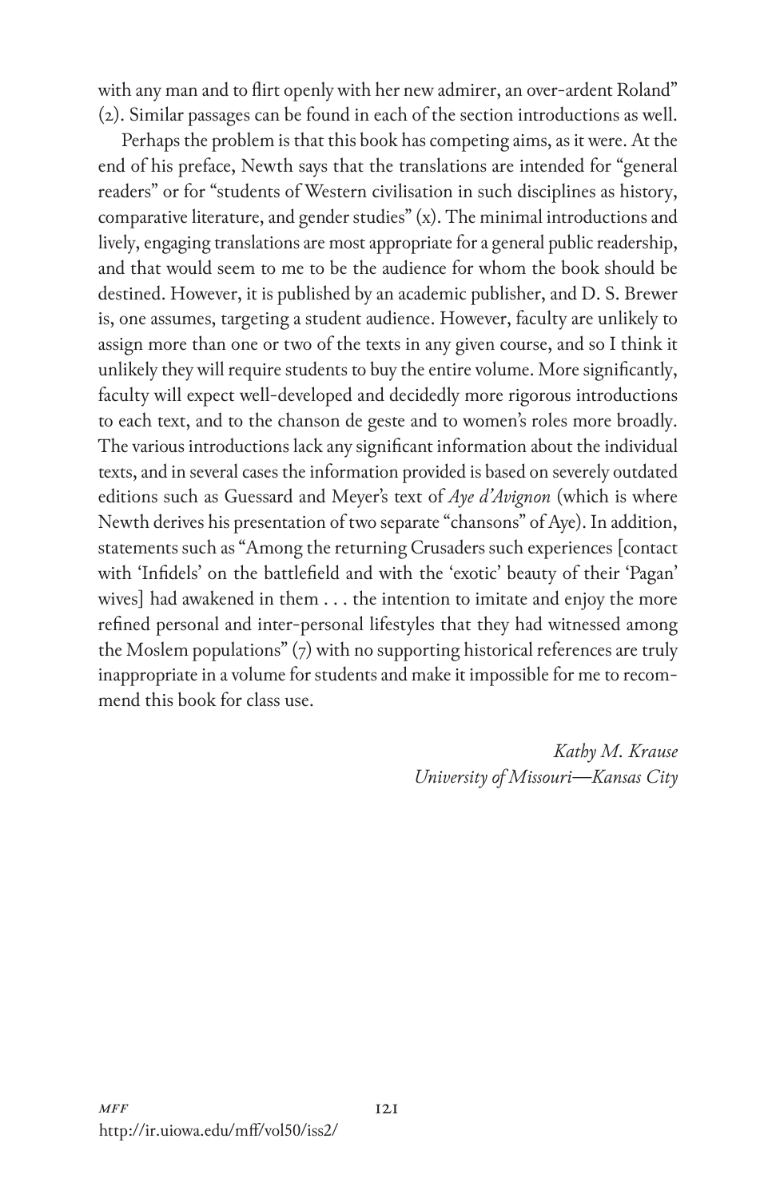with any man and to flirt openly with her new admirer, an over-ardent Roland" (2). Similar passages can be found in each of the section introductions as well.

Perhaps the problem is that this book has competing aims, as it were. At the end of his preface, Newth says that the translations are intended for "general readers" or for "students of Western civilisation in such disciplines as history, comparative literature, and gender studies" (x). The minimal introductions and lively, engaging translations are most appropriate for a general public readership, and that would seem to me to be the audience for whom the book should be destined. However, it is published by an academic publisher, and D. S. Brewer is, one assumes, targeting a student audience. However, faculty are unlikely to assign more than one or two of the texts in any given course, and so I think it unlikely they will require students to buy the entire volume. More significantly, faculty will expect well-developed and decidedly more rigorous introductions to each text, and to the chanson de geste and to women's roles more broadly. The various introductions lack any significant information about the individual texts, and in several cases the information provided is based on severely outdated editions such as Guessard and Meyer's text of *Aye d'Avignon* (which is where Newth derives his presentation of two separate "chansons" of Aye). In addition, statements such as "Among the returning Crusaders such experiences [contact with 'Infidels' on the battlefield and with the 'exotic' beauty of their 'Pagan' wives] had awakened in them . . . the intention to imitate and enjoy the more refined personal and inter-personal lifestyles that they had witnessed among the Moslem populations" (7) with no supporting historical references are truly inappropriate in a volume for students and make it impossible for me to recommend this book for class use.

*Kathy M. Krause*
*University of Missouri—Kansas City*